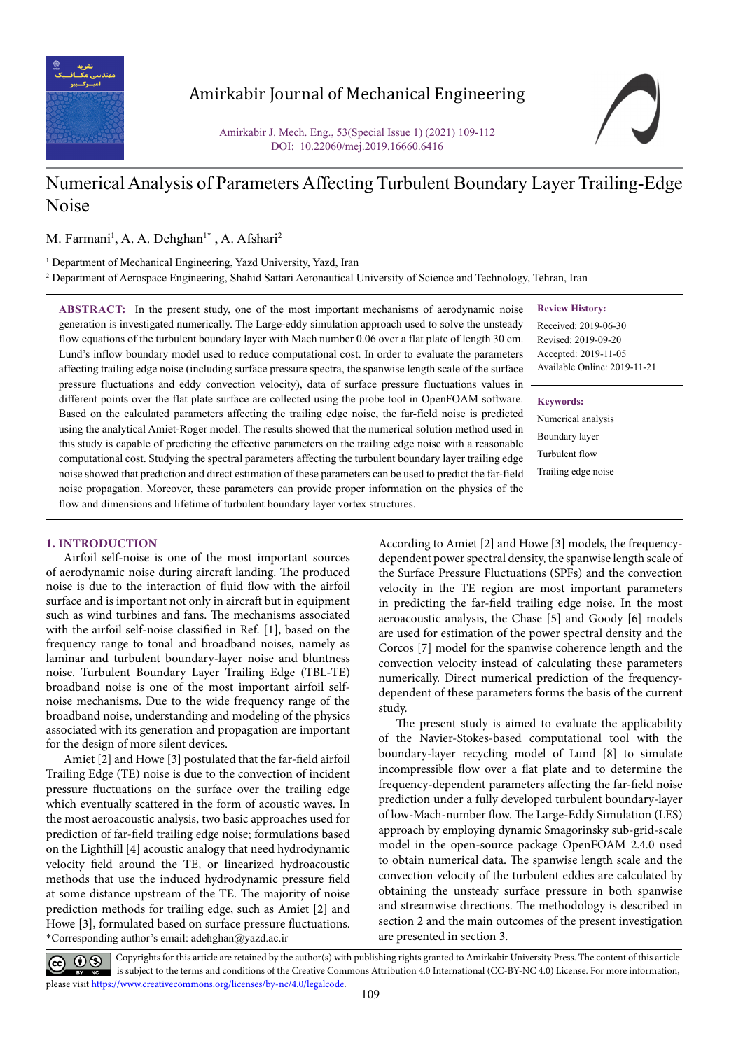# Numerical Analysis of Parameters Affecting Turbulent Boundary Layer Trailing-Edge Noise

M. Farmani[1], A. A. Dehghan[1*], A. Afshari[2]

[1] Department of Mechanical Engineering, Yazd University, Yazd, Iran

[2] Department of Aerospace Engineering, Shahid Sattari Aeronautical University of Science and Technology, Tehran, Iran

**ABSTRACT:** In the present study, one of the most important mechanisms of aerodynamic noise generation is investigated numerically. The Large-eddy simulation approach used to solve the unsteady flow equations of the turbulent boundary layer with Mach number 0.06 over a flat plate of length 30 cm. Lund's inflow boundary model used to reduce computational cost. In order to evaluate the parameters affecting trailing edge noise (including surface pressure spectra, the spanwise length scale of the surface pressure fluctuations and eddy convection velocity), data of surface pressure fluctuations values in different points over the flat plate surface are collected using the probe tool in OpenFOAM software. Based on the calculated parameters affecting the trailing edge noise, the far-field noise is predicted using the analytical Amiet-Roger model. The results showed that the numerical solution method used in this study is capable of predicting the effective parameters on the trailing edge noise with a reasonable computational cost. Studying the spectral parameters affecting the turbulent boundary layer trailing edge noise showed that prediction and direct estimation of these parameters can be used to predict the far-field noise propagation. Moreover, these parameters can provide proper information on the physics of the flow and dimensions and lifetime of turbulent boundary layer vortex structures.

**Review History:**

Received: 2019-06-30

Revised: 2019-09-20

Accepted: 2019-11-05

Available Online: 2019-11-21

**Keywords:**

Numerical analysis

Boundary layer

Turbulent flow

Trailing edge noise

## 1. INTRODUCTION

Airfoil self-noise is one of the most important sources of aerodynamic noise during aircraft landing. The produced noise is due to the interaction of fluid flow with the airfoil surface and is important not only in aircraft but in equipment such as wind turbines and fans. The mechanisms associated with the airfoil self-noise classified in Ref. [1], based on the frequency range to tonal and broadband noises, namely as laminar and turbulent boundary-layer noise and bluntness noise. Turbulent Boundary Layer Trailing Edge (TBL-TE) broadband noise is one of the most important airfoil self-noise mechanisms. Due to the wide frequency range of the broadband noise, understanding and modeling of the physics associated with its generation and propagation are important for the design of more silent devices.

Amiet [2] and Howe [3] postulated that the far-field airfoil Trailing Edge (TE) noise is due to the convection of incident pressure fluctuations on the surface over the trailing edge which eventually scattered in the form of acoustic waves. In the most aeroacoustic analysis, two basic approaches used for prediction of far-field trailing edge noise; formulations based on the Lighthill [4] acoustic analogy that need hydrodynamic velocity field around the TE, or linearized hydroacoustic methods that use the induced hydrodynamic pressure field at some distance upstream of the TE. The majority of noise prediction methods for trailing edge, such as Amiet [2] and Howe [3], formulated based on surface pressure fluctuations.

*Corresponding author's email: adehghan@yazd.ac.ir

According to Amiet [2] and Howe [3] models, the frequency-dependent power spectral density, the spanwise length scale of the Surface Pressure Fluctuations (SPFs) and the convection velocity in the TE region are most important parameters in predicting the far-field trailing edge noise. In the most aeroacoustic analysis, the Chase [5] and Goody [6] models are used for estimation of the power spectral density and the Corcos [7] model for the spanwise coherence length and the convection velocity instead of calculating these parameters numerically. Direct numerical prediction of the frequency-dependent of these parameters forms the basis of the current study.

The present study is aimed to evaluate the applicability of the Navier-Stokes-based computational tool with the boundary-layer recycling model of Lund [8] to simulate incompressible flow over a flat plate and to determine the frequency-dependent parameters affecting the far-field noise prediction under a fully developed turbulent boundary-layer of low-Mach-number flow. The Large-Eddy Simulation (LES) approach by employing dynamic Smagorinsky sub-grid-scale model in the open-source package OpenFOAM 2.4.0 used to obtain numerical data. The spanwise length scale and the convection velocity of the turbulent eddies are calculated by obtaining the unsteady surface pressure in both spanwise and streamwise directions. The methodology is described in section 2 and the main outcomes of the present investigation are presented in section 3.

Copyrights for this article are retained by the author(s) with publishing rights granted to Amirkabir University Press. The content of this article is subject to the terms and conditions of the Creative Commons Attribution 4.0 International (CC-BY-NC 4.0) License. For more information, please visit https://www.creativecommons.org/licenses/by-nc/4.0/legalcode.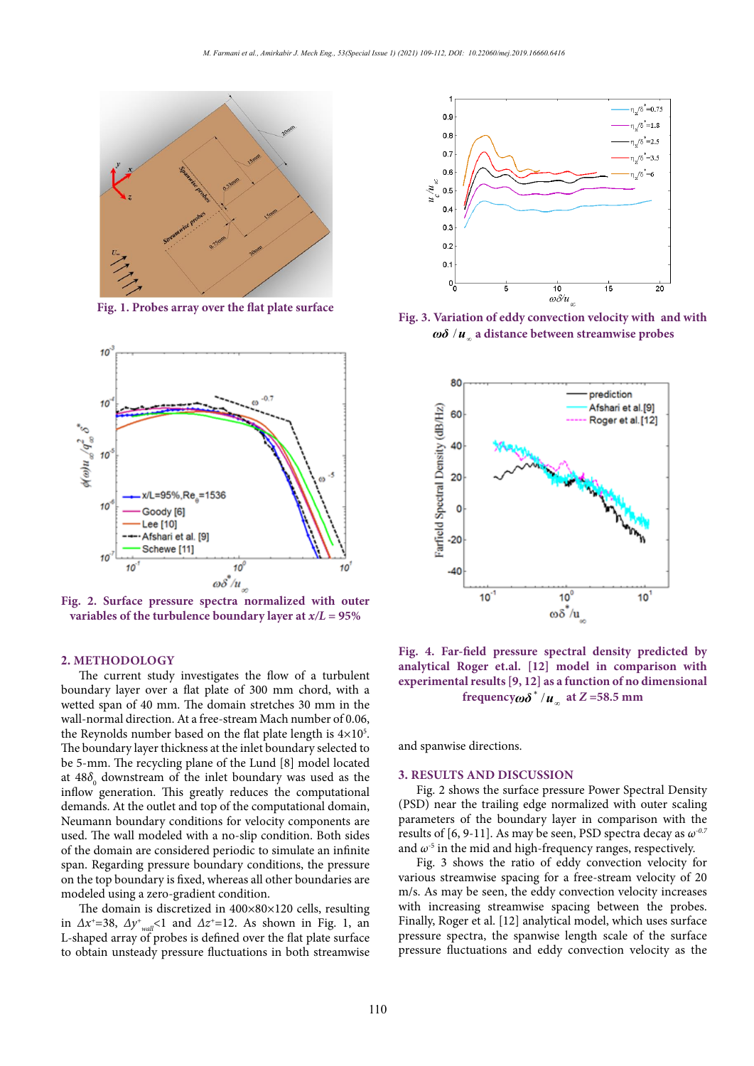Fig. 1. Probes array over the flat plate surface

Fig. 2. Surface pressure spectra normalized with outer variables of the turbulence boundary layer at $x/L = 95\%$

## 2. METHODOLOGY

The current study investigates the flow of a turbulent boundary layer over a flat plate of 300 mm chord, with a wetted span of 40 mm. The domain stretches 30 mm in the wall-normal direction. At a free-stream Mach number of 0.06, the Reynolds number based on the flat plate length is $4{\times}10^5$. The boundary layer thickness at the inlet boundary selected to be 5-mm. The recycling plane of the Lund [8] model located at $48\delta_0$ downstream of the inlet boundary was used as the inflow generation. This greatly reduces the computational demands. At the outlet and top of the computational domain, Neumann boundary conditions for velocity components are used. The wall modeled with a no-slip condition. Both sides of the domain are considered periodic to simulate an infinite span. Regarding pressure boundary conditions, the pressure on the top boundary is fixed, whereas all other boundaries are modeled using a zero-gradient condition.

The domain is discretized in 400×80×120 cells, resulting in $\Delta x^+$=38, $\Delta y^+_{wall}$<1 and $\Delta z^+$=12. As shown in Fig. 1, an L-shaped array of probes is defined over the flat plate surface to obtain unsteady pressure fluctuations in both streamwise and spanwise directions.

Fig. 3. Variation of eddy convection velocity with and with $\omega\delta / u_\infty$ a distance between streamwise probes

Fig. 4. Far-field pressure spectral density predicted by analytical Roger et.al. [12] model in comparison with experimental results [9, 12] as a function of no dimensional frequency $\omega\delta^* / u_\infty$ at Z =58.5 mm

## 3. RESULTS AND DISCUSSION

Fig. 2 shows the surface pressure Power Spectral Density (PSD) near the trailing edge normalized with outer scaling parameters of the boundary layer in comparison with the results of [6, 9-11]. As may be seen, PSD spectra decay as $\omega^{-0.7}$ and $\omega^{-5}$ in the mid and high-frequency ranges, respectively.

Fig. 3 shows the ratio of eddy convection velocity for various streamwise spacing for a free-stream velocity of 20 m/s. As may be seen, the eddy convection velocity increases with increasing streamwise spacing between the probes. Finally, Roger et al. [12] analytical model, which uses surface pressure spectra, the spanwise length scale of the surface pressure fluctuations and eddy convection velocity as the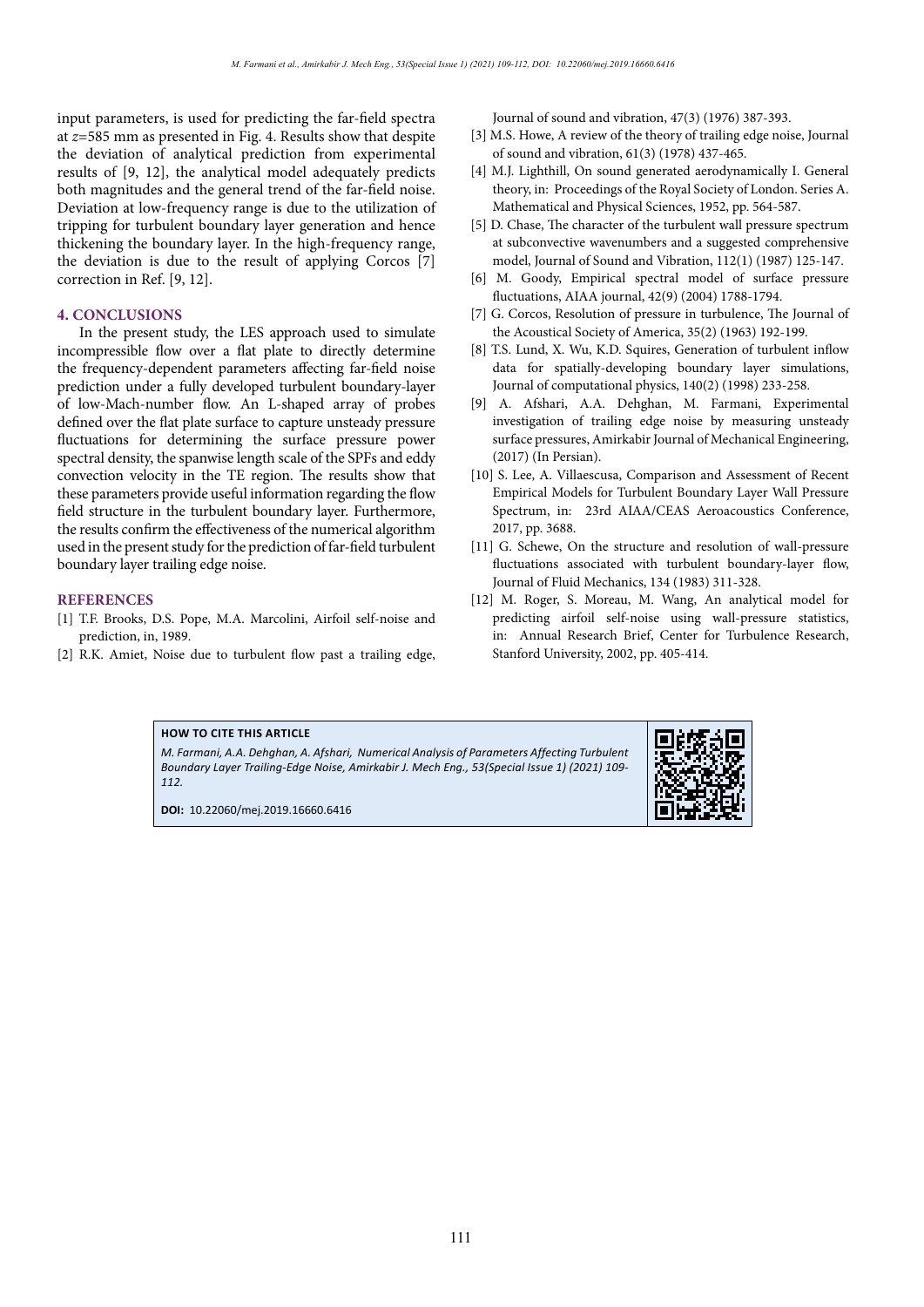input parameters, is used for predicting the far-field spectra at $z$=585 mm as presented in Fig. 4. Results show that despite the deviation of analytical prediction from experimental results of [9, 12], the analytical model adequately predicts both magnitudes and the general trend of the far-field noise. Deviation at low-frequency range is due to the utilization of tripping for turbulent boundary layer generation and hence thickening the boundary layer. In the high-frequency range, the deviation is due to the result of applying Corcos [7] correction in Ref. [9, 12].

## 4. CONCLUSIONS

In the present study, the LES approach used to simulate incompressible flow over a flat plate to directly determine the frequency-dependent parameters affecting far-field noise prediction under a fully developed turbulent boundary-layer of low-Mach-number flow. An L-shaped array of probes defined over the flat plate surface to capture unsteady pressure fluctuations for determining the surface pressure power spectral density, the spanwise length scale of the SPFs and eddy convection velocity in the TE region. The results show that these parameters provide useful information regarding the flow field structure in the turbulent boundary layer. Furthermore, the results confirm the effectiveness of the numerical algorithm used in the present study for the prediction of far-field turbulent boundary layer trailing edge noise.

## REFERENCES

[1] T.F. Brooks, D.S. Pope, M.A. Marcolini, Airfoil self-noise and prediction, in, 1989.

[2] R.K. Amiet, Noise due to turbulent flow past a trailing edge, Journal of sound and vibration, 47(3) (1976) 387-393.

[3] M.S. Howe, A review of the theory of trailing edge noise, Journal of sound and vibration, 61(3) (1978) 437-465.

[4] M.J. Lighthill, On sound generated aerodynamically I. General theory, in: Proceedings of the Royal Society of London. Series A. Mathematical and Physical Sciences, 1952, pp. 564-587.

[5] D. Chase, The character of the turbulent wall pressure spectrum at subconvective wavenumbers and a suggested comprehensive model, Journal of Sound and Vibration, 112(1) (1987) 125-147.

[6] M. Goody, Empirical spectral model of surface pressure fluctuations, AIAA journal, 42(9) (2004) 1788-1794.

[7] G. Corcos, Resolution of pressure in turbulence, The Journal of the Acoustical Society of America, 35(2) (1963) 192-199.

[8] T.S. Lund, X. Wu, K.D. Squires, Generation of turbulent inflow data for spatially-developing boundary layer simulations, Journal of computational physics, 140(2) (1998) 233-258.

[9] A. Afshari, A.A. Dehghan, M. Farmani, Experimental investigation of trailing edge noise by measuring unsteady surface pressures, Amirkabir Journal of Mechanical Engineering, (2017) (In Persian).

[10] S. Lee, A. Villaescusa, Comparison and Assessment of Recent Empirical Models for Turbulent Boundary Layer Wall Pressure Spectrum, in: 23rd AIAA/CEAS Aeroacoustics Conference, 2017, pp. 3688.

[11] G. Schewe, On the structure and resolution of wall-pressure fluctuations associated with turbulent boundary-layer flow, Journal of Fluid Mechanics, 134 (1983) 311-328.

[12] M. Roger, S. Moreau, M. Wang, An analytical model for predicting airfoil self-noise using wall-pressure statistics, in: Annual Research Brief, Center for Turbulence Research, Stanford University, 2002, pp. 405-414.

**HOW TO CITE THIS ARTICLE**

*M. Farmani, A.A. Dehghan, A. Afshari, Numerical Analysis of Parameters Affecting Turbulent Boundary Layer Trailing-Edge Noise, Amirkabir J. Mech Eng., 53(Special Issue 1) (2021) 109-112.*

**DOI:** 10.22060/mej.2019.16660.6416